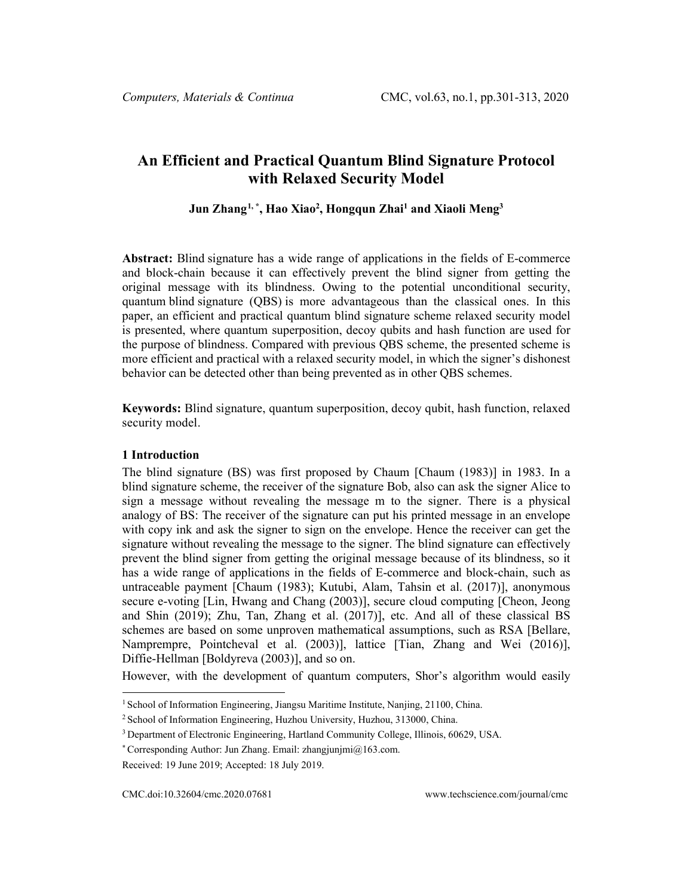# An Efficient and Practical Quantum Blind Signature Protocol with Relaxed Security Model

**Jun Zhang[1, *], Hao Xiao[2], Hongqun Zhai[1] and Xiaoli Meng[3]**

**Abstract:** Blind signature has a wide range of applications in the fields of E-commerce and block-chain because it can effectively prevent the blind signer from getting the original message with its blindness. Owing to the potential unconditional security, quantum blind signature (QBS) is more advantageous than the classical ones. In this paper, an efficient and practical quantum blind signature scheme relaxed security model is presented, where quantum superposition, decoy qubits and hash function are used for the purpose of blindness. Compared with previous QBS scheme, the presented scheme is more efficient and practical with a relaxed security model, in which the signer's dishonest behavior can be detected other than being prevented as in other QBS schemes.

**Keywords:** Blind signature, quantum superposition, decoy qubit, hash function, relaxed security model.

## 1 Introduction

The blind signature (BS) was first proposed by Chaum [Chaum (1983)] in 1983. In a blind signature scheme, the receiver of the signature Bob, also can ask the signer Alice to sign a message without revealing the message m to the signer. There is a physical analogy of BS: The receiver of the signature can put his printed message in an envelope with copy ink and ask the signer to sign on the envelope. Hence the receiver can get the signature without revealing the message to the signer. The blind signature can effectively prevent the blind signer from getting the original message because of its blindness, so it has a wide range of applications in the fields of E-commerce and block-chain, such as untraceable payment [Chaum (1983); Kutubi, Alam, Tahsin et al. (2017)], anonymous secure e-voting [Lin, Hwang and Chang (2003)], secure cloud computing [Cheon, Jeong and Shin (2019); Zhu, Tan, Zhang et al. (2017)], etc. And all of these classical BS schemes are based on some unproven mathematical assumptions, such as RSA [Bellare, Namprempre, Pointcheval et al. (2003)], lattice [Tian, Zhang and Wei (2016)], Diffie-Hellman [Boldyreva (2003)], and so on.

However, with the development of quantum computers, Shor's algorithm would easily

---

[1] School of Information Engineering, Jiangsu Maritime Institute, Nanjing, 21100, China.

[2] School of Information Engineering, Huzhou University, Huzhou, 313000, China.

[3] Department of Electronic Engineering, Hartland Community College, Illinois, 60629, USA.

[*] Corresponding Author: Jun Zhang. Email: zhangjunjmi@163.com.

Received: 19 June 2019; Accepted: 18 July 2019.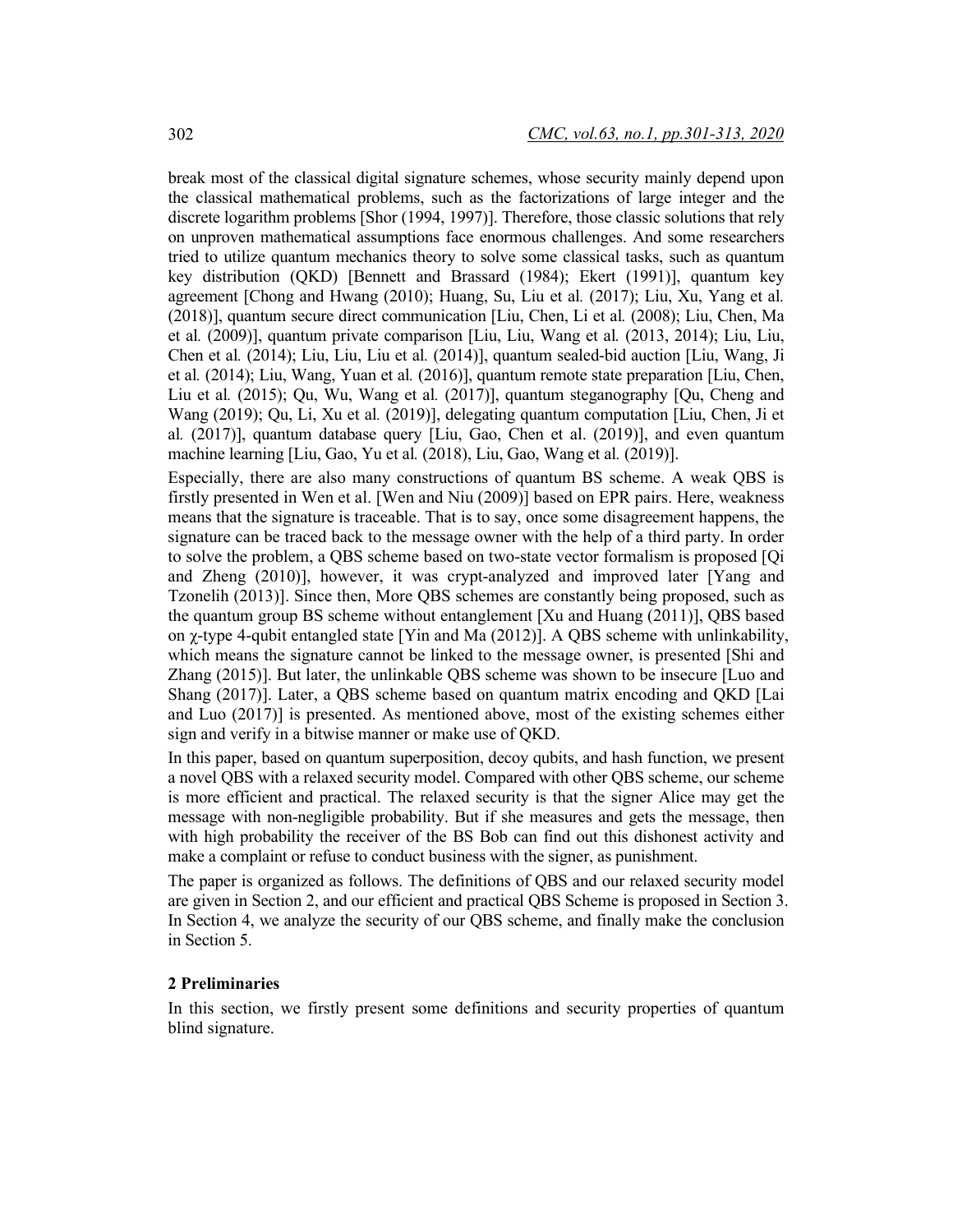break most of the classical digital signature schemes, whose security mainly depend upon the classical mathematical problems, such as the factorizations of large integer and the discrete logarithm problems [Shor (1994, 1997)]. Therefore, those classic solutions that rely on unproven mathematical assumptions face enormous challenges. And some researchers tried to utilize quantum mechanics theory to solve some classical tasks, such as quantum key distribution (QKD) [Bennett and Brassard (1984); Ekert (1991)], quantum key agreement [Chong and Hwang (2010); Huang, Su, Liu et al. (2017); Liu, Xu, Yang et al. (2018)], quantum secure direct communication [Liu, Chen, Li et al. (2008); Liu, Chen, Ma et al. (2009)], quantum private comparison [Liu, Liu, Wang et al. (2013, 2014); Liu, Liu, Chen et al. (2014); Liu, Liu, Liu et al. (2014)], quantum sealed-bid auction [Liu, Wang, Ji et al. (2014); Liu, Wang, Yuan et al. (2016)], quantum remote state preparation [Liu, Chen, Liu et al. (2015); Qu, Wu, Wang et al. (2017)], quantum steganography [Qu, Cheng and Wang (2019); Qu, Li, Xu et al. (2019)], delegating quantum computation [Liu, Chen, Ji et al. (2017)], quantum database query [Liu, Gao, Chen et al. (2019)], and even quantum machine learning [Liu, Gao, Yu et al. (2018), Liu, Gao, Wang et al. (2019)].

Especially, there are also many constructions of quantum BS scheme. A weak QBS is firstly presented in Wen et al. [Wen and Niu (2009)] based on EPR pairs. Here, weakness means that the signature is traceable. That is to say, once some disagreement happens, the signature can be traced back to the message owner with the help of a third party. In order to solve the problem, a QBS scheme based on two-state vector formalism is proposed [Qi and Zheng (2010)], however, it was crypt-analyzed and improved later [Yang and Tzonelih (2013)]. Since then, More QBS schemes are constantly being proposed, such as the quantum group BS scheme without entanglement [Xu and Huang (2011)], QBS based on $\chi$-type 4-qubit entangled state [Yin and Ma (2012)]. A QBS scheme with unlinkability, which means the signature cannot be linked to the message owner, is presented [Shi and Zhang (2015)]. But later, the unlinkable QBS scheme was shown to be insecure [Luo and Shang (2017)]. Later, a QBS scheme based on quantum matrix encoding and QKD [Lai and Luo (2017)] is presented. As mentioned above, most of the existing schemes either sign and verify in a bitwise manner or make use of QKD.

In this paper, based on quantum superposition, decoy qubits, and hash function, we present a novel QBS with a relaxed security model. Compared with other QBS scheme, our scheme is more efficient and practical. The relaxed security is that the signer Alice may get the message with non-negligible probability. But if she measures and gets the message, then with high probability the receiver of the BS Bob can find out this dishonest activity and make a complaint or refuse to conduct business with the signer, as punishment.

The paper is organized as follows. The definitions of QBS and our relaxed security model are given in Section 2, and our efficient and practical QBS Scheme is proposed in Section 3. In Section 4, we analyze the security of our QBS scheme, and finally make the conclusion in Section 5.

## 2 Preliminaries

In this section, we firstly present some definitions and security properties of quantum blind signature.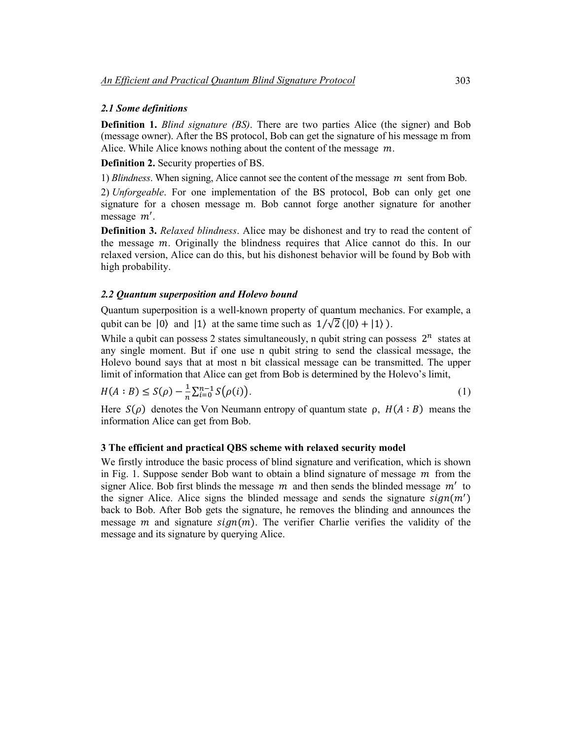### 2.1 Some definitions

**Definition 1.** *Blind signature (BS)*. There are two parties Alice (the signer) and Bob (message owner). After the BS protocol, Bob can get the signature of his message m from Alice. While Alice knows nothing about the content of the message $m$.

**Definition 2.** Security properties of BS.

1) *Blindness*. When signing, Alice cannot see the content of the message $m$ sent from Bob.

2) *Unforgeable*. For one implementation of the BS protocol, Bob can only get one signature for a chosen message m. Bob cannot forge another signature for another message $m'$.

**Definition 3.** *Relaxed blindness*. Alice may be dishonest and try to read the content of the message $m$. Originally the blindness requires that Alice cannot do this. In our relaxed version, Alice can do this, but his dishonest behavior will be found by Bob with high probability.

### 2.2 Quantum superposition and Holevo bound

Quantum superposition is a well-known property of quantum mechanics. For example, a qubit can be $|0\rangle$ and $|1\rangle$ at the same time such as $1/\sqrt{2}\,(|0\rangle + |1\rangle)$.

While a qubit can possess 2 states simultaneously, n qubit string can possess $2^n$ states at any single moment. But if one use n qubit string to send the classical message, the Holevo bound says that at most n bit classical message can be transmitted. The upper limit of information that Alice can get from Bob is determined by the Holevo's limit,

$$H(A:B) \leq S(\rho) - \frac{1}{n}\sum_{i=0}^{n-1} S\big(\rho(i)\big). \tag{1}$$

Here $S(\rho)$ denotes the Von Neumann entropy of quantum state ρ, $H(A:B)$ means the information Alice can get from Bob.

## 3 The efficient and practical QBS scheme with relaxed security model

We firstly introduce the basic process of blind signature and verification, which is shown in Fig. 1. Suppose sender Bob want to obtain a blind signature of message $m$ from the signer Alice. Bob first blinds the message $m$ and then sends the blinded message $m'$ to the signer Alice. Alice signs the blinded message and sends the signature $sign(m')$ back to Bob. After Bob gets the signature, he removes the blinding and announces the message $m$ and signature $sign(m)$. The verifier Charlie verifies the validity of the message and its signature by querying Alice.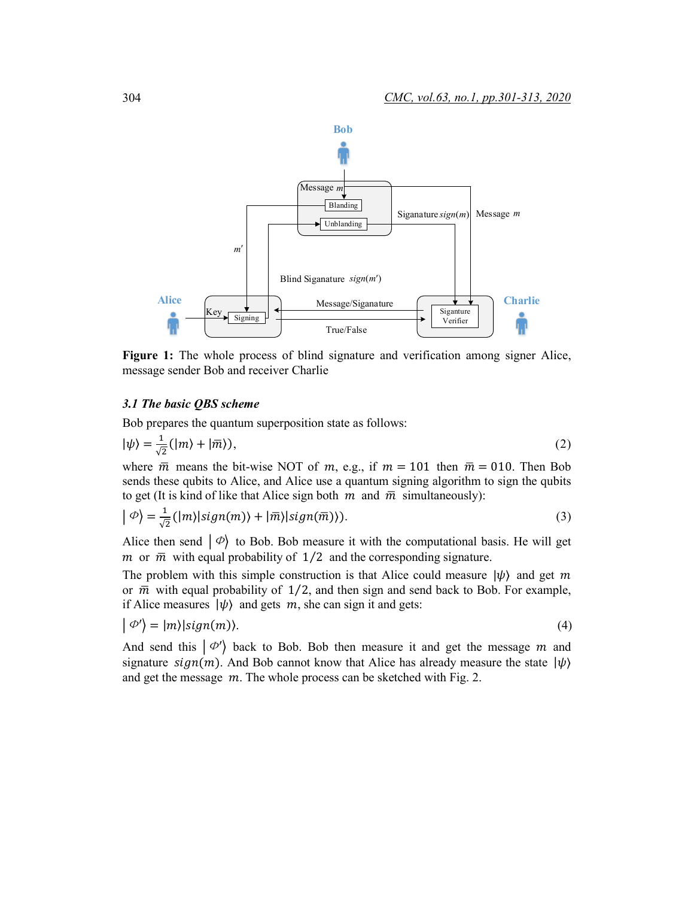**Figure 1:** The whole process of blind signature and verification among signer Alice, message sender Bob and receiver Charlie

### *3.1 The basic QBS scheme*

Bob prepares the quantum superposition state as follows:

$$|\psi\rangle = \frac{1}{\sqrt{2}}(|m\rangle + |\overline{m}\rangle), \tag{2}$$

where $\overline{m}$ means the bit-wise NOT of $m$, e.g., if $m = 101$ then $\overline{m} = 010$. Then Bob sends these qubits to Alice, and Alice use a quantum signing algorithm to sign the qubits to get (It is kind of like that Alice sign both $m$ and $\overline{m}$ simultaneously):

$$|\Phi\rangle = \frac{1}{\sqrt{2}}(|m\rangle|sign(m)\rangle + |\overline{m}\rangle|sign(\overline{m})\rangle). \tag{3}$$

Alice then send $|\Phi\rangle$ to Bob. Bob measure it with the computational basis. He will get $m$ or $\overline{m}$ with equal probability of $1/2$ and the corresponding signature.

The problem with this simple construction is that Alice could measure $|\psi\rangle$ and get $m$ or $\overline{m}$ with equal probability of $1/2$, and then sign and send back to Bob. For example, if Alice measures $|\psi\rangle$ and gets $m$, she can sign it and gets:

$$|\Phi'\rangle = |m\rangle|sign(m)\rangle. \tag{4}$$

And send this $|\Phi'\rangle$ back to Bob. Bob then measure it and get the message $m$ and signature $sign(m)$. And Bob cannot know that Alice has already measure the state $|\psi\rangle$ and get the message $m$. The whole process can be sketched with Fig. 2.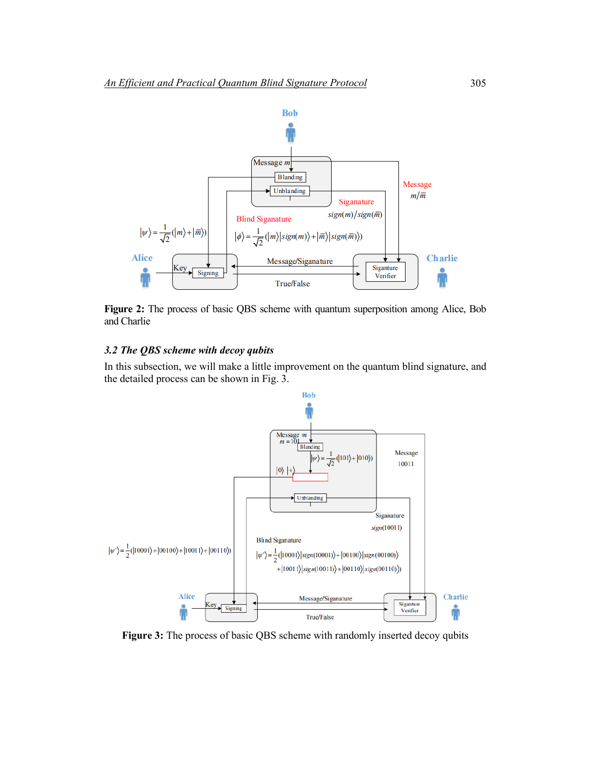**Figure 2:** The process of basic QBS scheme with quantum superposition among Alice, Bob and Charlie

### 3.2 The QBS scheme with decoy qubits

In this subsection, we will make a little improvement on the quantum blind signature, and the detailed process can be shown in Fig. 3.

**Figure 3:** The process of basic QBS scheme with randomly inserted decoy qubits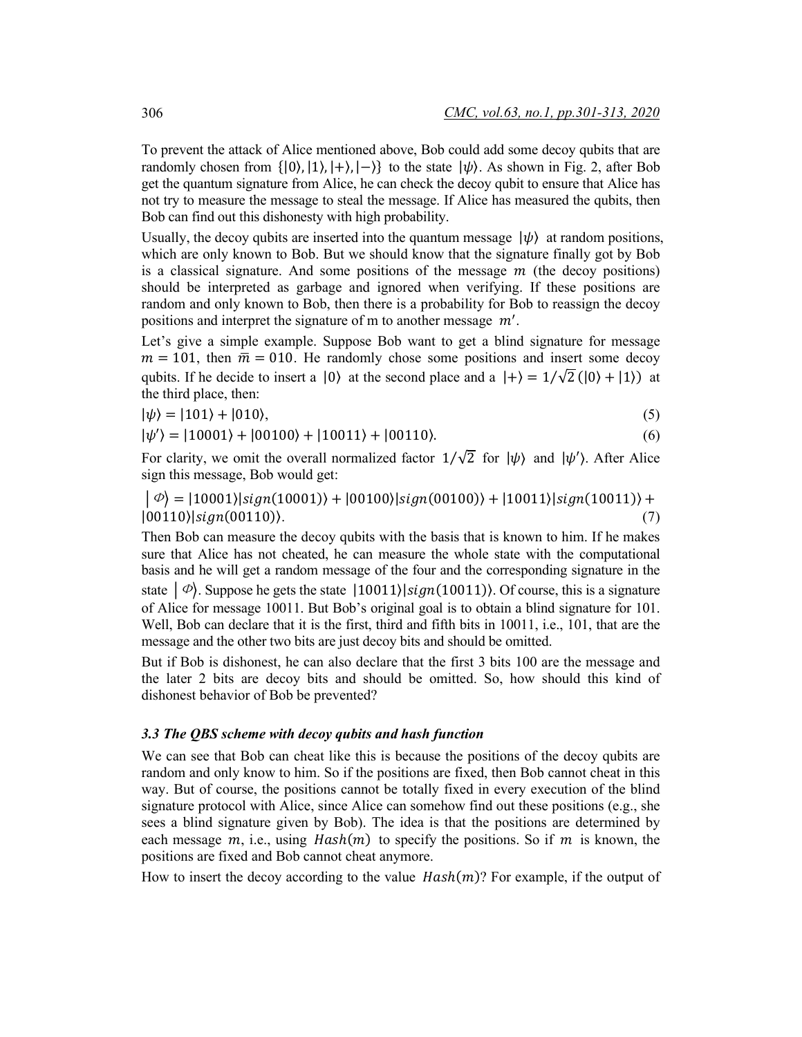To prevent the attack of Alice mentioned above, Bob could add some decoy qubits that are randomly chosen from $\{|0\rangle, |1\rangle, |+\rangle, |-\rangle\}$ to the state $|\psi\rangle$. As shown in Fig. 2, after Bob get the quantum signature from Alice, he can check the decoy qubit to ensure that Alice has not try to measure the message to steal the message. If Alice has measured the qubits, then Bob can find out this dishonesty with high probability.

Usually, the decoy qubits are inserted into the quantum message $|\psi\rangle$ at random positions, which are only known to Bob. But we should know that the signature finally got by Bob is a classical signature. And some positions of the message $m$ (the decoy positions) should be interpreted as garbage and ignored when verifying. If these positions are random and only known to Bob, then there is a probability for Bob to reassign the decoy positions and interpret the signature of m to another message $m'$.

Let's give a simple example. Suppose Bob want to get a blind signature for message $m = 101$, then $\bar{m} = 010$. He randomly chose some positions and insert some decoy qubits. If he decide to insert a $|0\rangle$ at the second place and a $|+\rangle = 1/\sqrt{2}(|0\rangle + |1\rangle)$ at the third place, then:

$$|\psi\rangle = |101\rangle + |010\rangle, \tag{5}$$

$$|\psi'\rangle = |10001\rangle + |00100\rangle + |10011\rangle + |00110\rangle. \tag{6}$$

For clarity, we omit the overall normalized factor $1/\sqrt{2}$ for $|\psi\rangle$ and $|\psi'\rangle$. After Alice sign this message, Bob would get:

$$|\Phi\rangle = |10001\rangle|sign(10001)\rangle + |00100\rangle|sign(00100)\rangle + |10011\rangle|sign(10011)\rangle + |00110\rangle|sign(00110)\rangle. \tag{7}$$

Then Bob can measure the decoy qubits with the basis that is known to him. If he makes sure that Alice has not cheated, he can measure the whole state with the computational basis and he will get a random message of the four and the corresponding signature in the state $|\Phi\rangle$. Suppose he gets the state $|10011\rangle|sign(10011)\rangle$. Of course, this is a signature of Alice for message 10011. But Bob's original goal is to obtain a blind signature for 101. Well, Bob can declare that it is the first, third and fifth bits in 10011, i.e., 101, that are the message and the other two bits are just decoy bits and should be omitted.

But if Bob is dishonest, he can also declare that the first 3 bits 100 are the message and the later 2 bits are decoy bits and should be omitted. So, how should this kind of dishonest behavior of Bob be prevented?

### *3.3 The QBS scheme with decoy qubits and hash function*

We can see that Bob can cheat like this is because the positions of the decoy qubits are random and only know to him. So if the positions are fixed, then Bob cannot cheat in this way. But of course, the positions cannot be totally fixed in every execution of the blind signature protocol with Alice, since Alice can somehow find out these positions (e.g., she sees a blind signature given by Bob). The idea is that the positions are determined by each message $m$, i.e., using $Hash(m)$ to specify the positions. So if $m$ is known, the positions are fixed and Bob cannot cheat anymore.

How to insert the decoy according to the value $Hash(m)$? For example, if the output of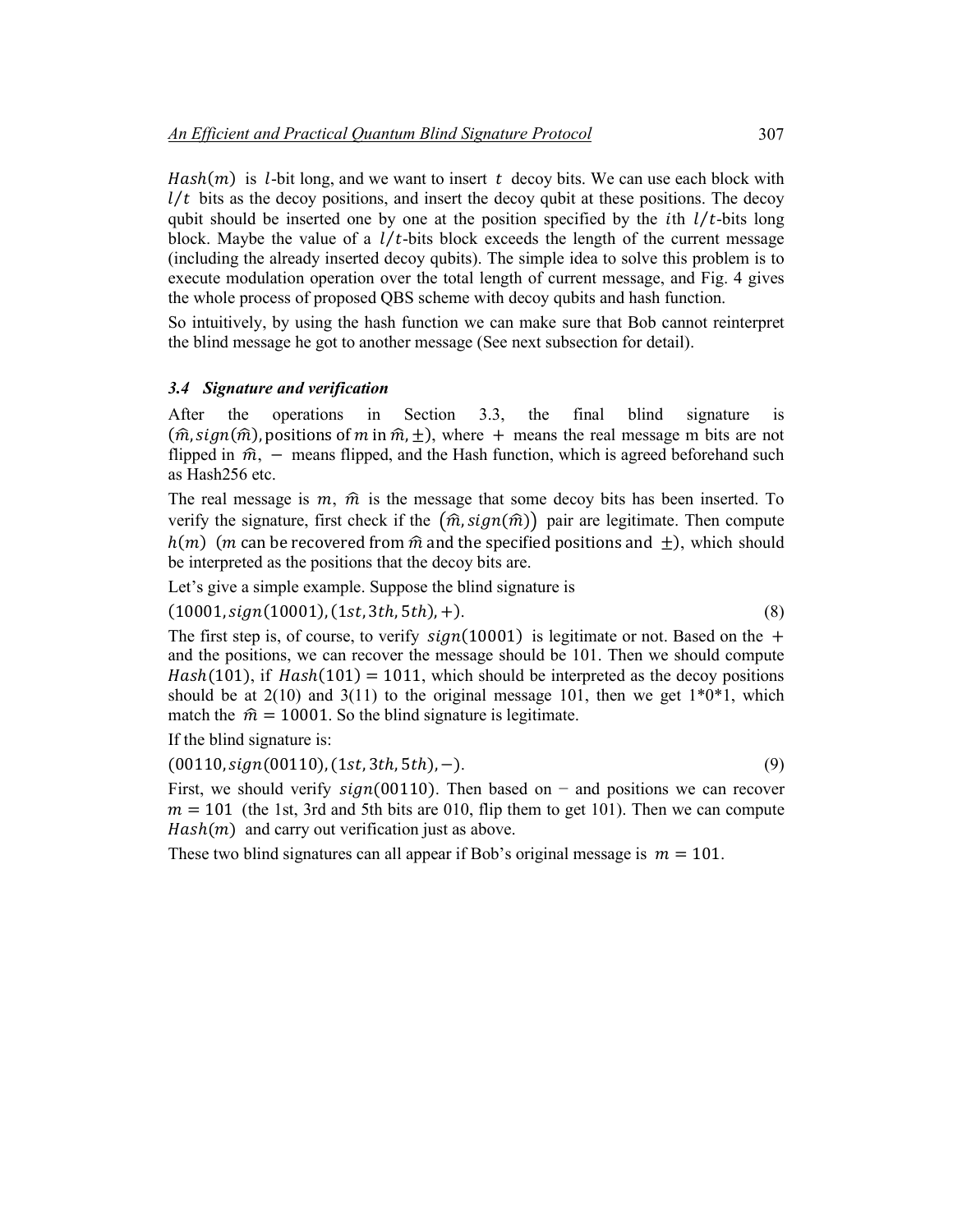$Hash(m)$ is $l$-bit long, and we want to insert $t$ decoy bits. We can use each block with $l/t$ bits as the decoy positions, and insert the decoy qubit at these positions. The decoy qubit should be inserted one by one at the position specified by the $i$th $l/t$-bits long block. Maybe the value of a $l/t$-bits block exceeds the length of the current message (including the already inserted decoy qubits). The simple idea to solve this problem is to execute modulation operation over the total length of current message, and Fig. 4 gives the whole process of proposed QBS scheme with decoy qubits and hash function.

So intuitively, by using the hash function we can make sure that Bob cannot reinterpret the blind message he got to another message (See next subsection for detail).

### *3.4 Signature and verification*

After the operations in Section 3.3, the final blind signature is $(\hat{m}, sign(\hat{m}), \text{positions of } m \text{ in } \hat{m}, \pm)$, where $+$ means the real message m bits are not flipped in $\hat{m}$, $-$ means flipped, and the Hash function, which is agreed beforehand such as Hash256 etc.

The real message is $m$, $\hat{m}$ is the message that some decoy bits has been inserted. To verify the signature, first check if the $(\hat{m}, sign(\hat{m}))$ pair are legitimate. Then compute $h(m)$ $(m \text{ can be recovered from } \hat{m} \text{ and the specified positions and } \pm)$, which should be interpreted as the positions that the decoy bits are.

Let's give a simple example. Suppose the blind signature is

$$(10001, sign(10001), (1st, 3th, 5th), +). \tag{8}$$

The first step is, of course, to verify $sign(10001)$ is legitimate or not. Based on the $+$ and the positions, we can recover the message should be 101. Then we should compute $Hash(101)$, if $Hash(101) = 1011$, which should be interpreted as the decoy positions should be at 2(10) and 3(11) to the original message 101, then we get 1*0*1, which match the $\hat{m} = 10001$. So the blind signature is legitimate.

If the blind signature is:

$$(00110, sign(00110), (1st, 3th, 5th), -). \tag{9}$$

First, we should verify $sign(00110)$. Then based on $-$ and positions we can recover $m = 101$ (the 1st, 3rd and 5th bits are 010, flip them to get 101). Then we can compute $Hash(m)$ and carry out verification just as above.

These two blind signatures can all appear if Bob's original message is $m = 101$.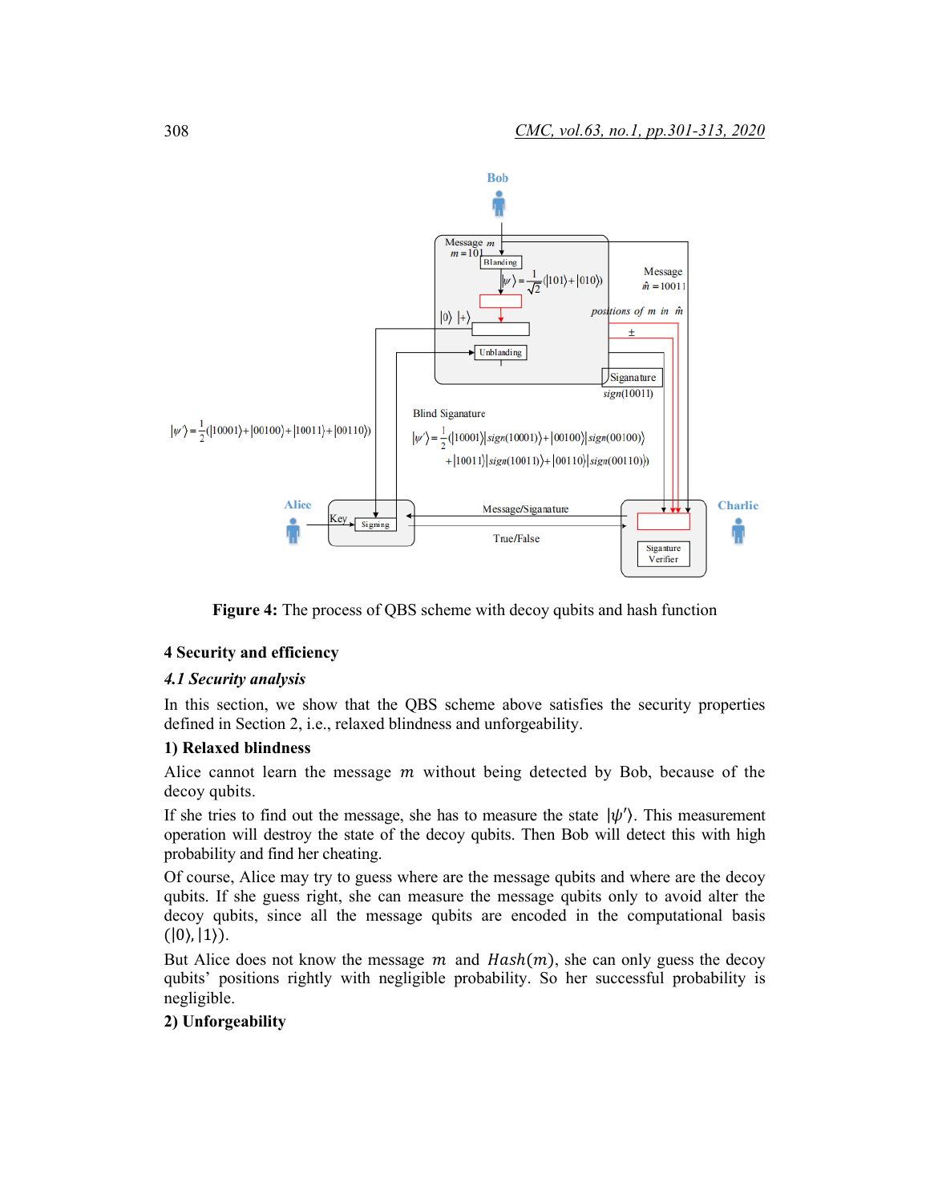Figure 4: The process of QBS scheme with decoy qubits and hash function

## 4 Security and efficiency

### 4.1 Security analysis

In this section, we show that the QBS scheme above satisfies the security properties defined in Section 2, i.e., relaxed blindness and unforgeability.

**1) Relaxed blindness**

Alice cannot learn the message $m$ without being detected by Bob, because of the decoy qubits.

If she tries to find out the message, she has to measure the state $|\psi'\rangle$. This measurement operation will destroy the state of the decoy qubits. Then Bob will detect this with high probability and find her cheating.

Of course, Alice may try to guess where are the message qubits and where are the decoy qubits. If she guess right, she can measure the message qubits only to avoid alter the decoy qubits, since all the message qubits are encoded in the computational basis $(|0\rangle, |1\rangle)$.

But Alice does not know the message $m$ and $Hash(m)$, she can only guess the decoy qubits' positions rightly with negligible probability. So her successful probability is negligible.

**2) Unforgeability**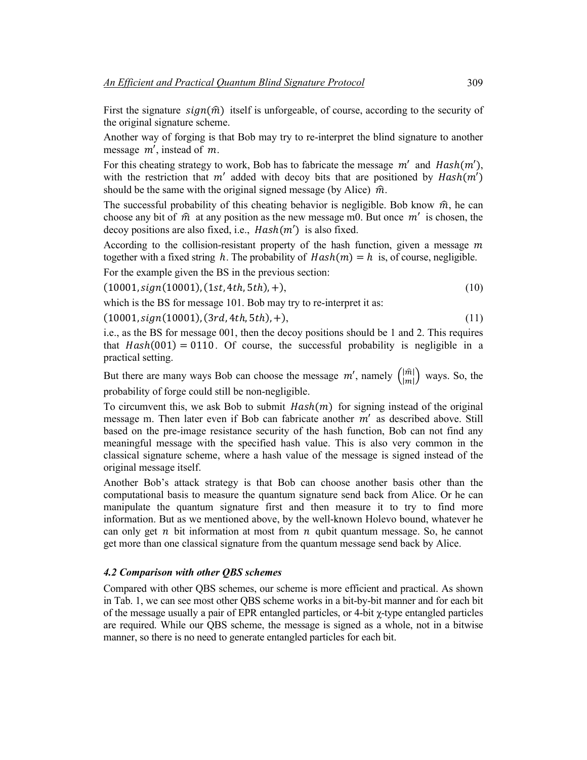First the signature $sign(\hat{m})$ itself is unforgeable, of course, according to the security of the original signature scheme.

Another way of forging is that Bob may try to re-interpret the blind signature to another message $m'$, instead of $m$.

For this cheating strategy to work, Bob has to fabricate the message $m'$ and $Hash(m')$, with the restriction that $m'$ added with decoy bits that are positioned by $Hash(m')$ should be the same with the original signed message (by Alice) $\hat{m}$.

The successful probability of this cheating behavior is negligible. Bob know $\hat{m}$, he can choose any bit of $\hat{m}$ at any position as the new message m0. But once $m'$ is chosen, the decoy positions are also fixed, i.e., $Hash(m')$ is also fixed.

According to the collision-resistant property of the hash function, given a message $m$ together with a fixed string $h$. The probability of $Hash(m) = h$ is, of course, negligible.

For the example given the BS in the previous section:

$$(10001, sign(10001), (1st, 4th, 5th), +), \tag{10}$$

which is the BS for message 101. Bob may try to re-interpret it as:

$$(10001, sign(10001), (3rd, 4th, 5th), +), \tag{11}$$

i.e., as the BS for message 001, then the decoy positions should be 1 and 2. This requires that $Hash(001) = 0110$. Of course, the successful probability is negligible in a practical setting.

But there are many ways Bob can choose the message $m'$, namely $\binom{|\hat{m}|}{|m|}$ ways. So, the probability of forge could still be non-negligible.

To circumvent this, we ask Bob to submit $Hash(m)$ for signing instead of the original message m. Then later even if Bob can fabricate another $m'$ as described above. Still based on the pre-image resistance security of the hash function, Bob can not find any meaningful message with the specified hash value. This is also very common in the classical signature scheme, where a hash value of the message is signed instead of the original message itself.

Another Bob's attack strategy is that Bob can choose another basis other than the computational basis to measure the quantum signature send back from Alice. Or he can manipulate the quantum signature first and then measure it to try to find more information. But as we mentioned above, by the well-known Holevo bound, whatever he can only get $n$ bit information at most from $n$ qubit quantum message. So, he cannot get more than one classical signature from the quantum message send back by Alice.

### *4.2 Comparison with other QBS schemes*

Compared with other QBS schemes, our scheme is more efficient and practical. As shown in Tab. 1, we can see most other QBS scheme works in a bit-by-bit manner and for each bit of the message usually a pair of EPR entangled particles, or 4-bit χ-type entangled particles are required. While our QBS scheme, the message is signed as a whole, not in a bitwise manner, so there is no need to generate entangled particles for each bit.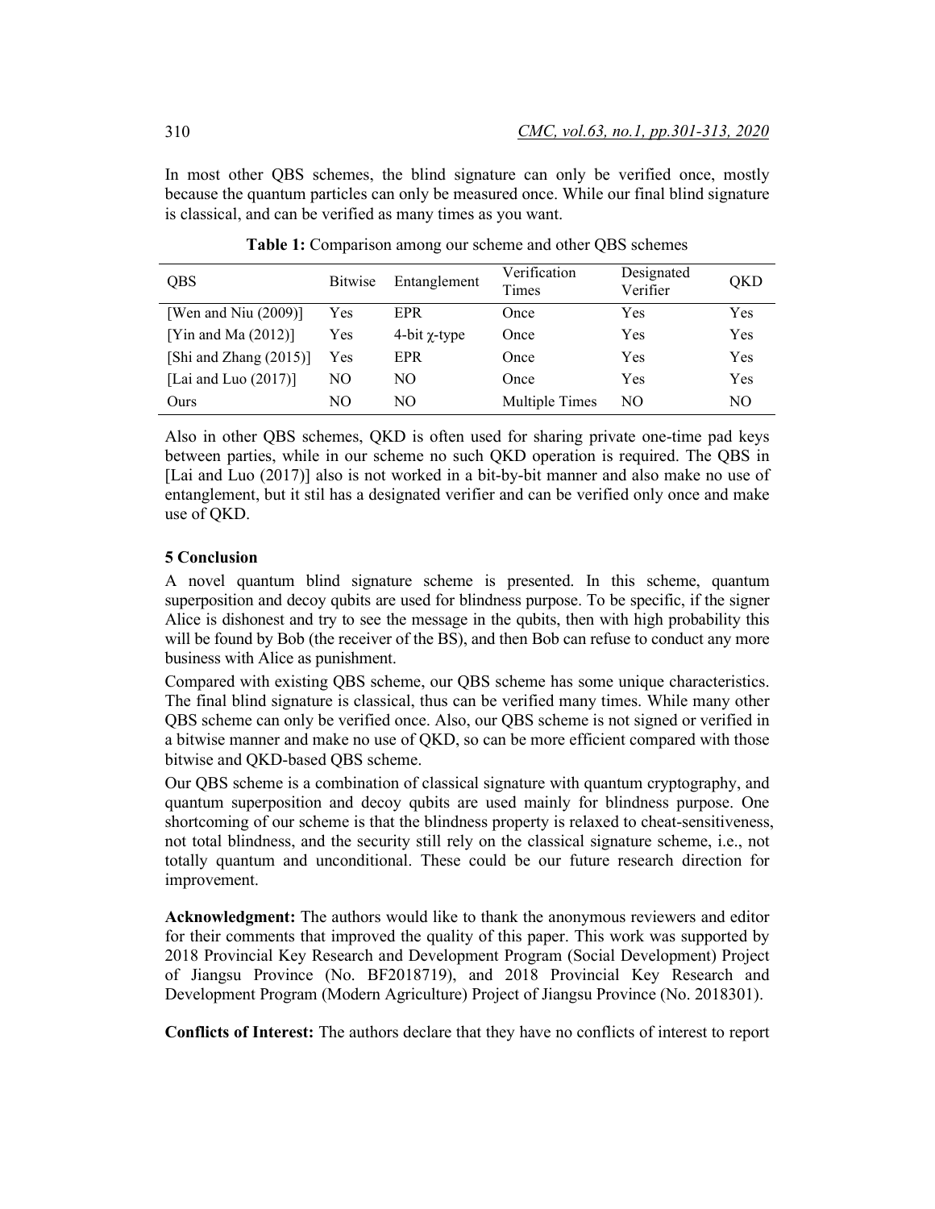In most other QBS schemes, the blind signature can only be verified once, mostly because the quantum particles can only be measured once. While our final blind signature is classical, and can be verified as many times as you want.

**Table 1:** Comparison among our scheme and other QBS schemes

| QBS | Bitwise | Entanglement | Verification Times | Designated Verifier | QKD |
|---|---|---|---|---|---|
| [Wen and Niu (2009)] | Yes | EPR | Once | Yes | Yes |
| [Yin and Ma (2012)] | Yes | 4-bit $\chi$-type | Once | Yes | Yes |
| [Shi and Zhang (2015)] | Yes | EPR | Once | Yes | Yes |
| [Lai and Luo (2017)] | NO | NO | Once | Yes | Yes |
| Ours | NO | NO | Multiple Times | NO | NO |

Also in other QBS schemes, QKD is often used for sharing private one-time pad keys between parties, while in our scheme no such QKD operation is required. The QBS in [Lai and Luo (2017)] also is not worked in a bit-by-bit manner and also make no use of entanglement, but it stil has a designated verifier and can be verified only once and make use of QKD.

## 5 Conclusion

A novel quantum blind signature scheme is presented. In this scheme, quantum superposition and decoy qubits are used for blindness purpose. To be specific, if the signer Alice is dishonest and try to see the message in the qubits, then with high probability this will be found by Bob (the receiver of the BS), and then Bob can refuse to conduct any more business with Alice as punishment.

Compared with existing QBS scheme, our QBS scheme has some unique characteristics. The final blind signature is classical, thus can be verified many times. While many other QBS scheme can only be verified once. Also, our QBS scheme is not signed or verified in a bitwise manner and make no use of QKD, so can be more efficient compared with those bitwise and QKD-based QBS scheme.

Our QBS scheme is a combination of classical signature with quantum cryptography, and quantum superposition and decoy qubits are used mainly for blindness purpose. One shortcoming of our scheme is that the blindness property is relaxed to cheat-sensitiveness, not total blindness, and the security still rely on the classical signature scheme, i.e., not totally quantum and unconditional. These could be our future research direction for improvement.

**Acknowledgment:** The authors would like to thank the anonymous reviewers and editor for their comments that improved the quality of this paper. This work was supported by 2018 Provincial Key Research and Development Program (Social Development) Project of Jiangsu Province (No. BF2018719), and 2018 Provincial Key Research and Development Program (Modern Agriculture) Project of Jiangsu Province (No. 2018301).

**Conflicts of Interest:** The authors declare that they have no conflicts of interest to report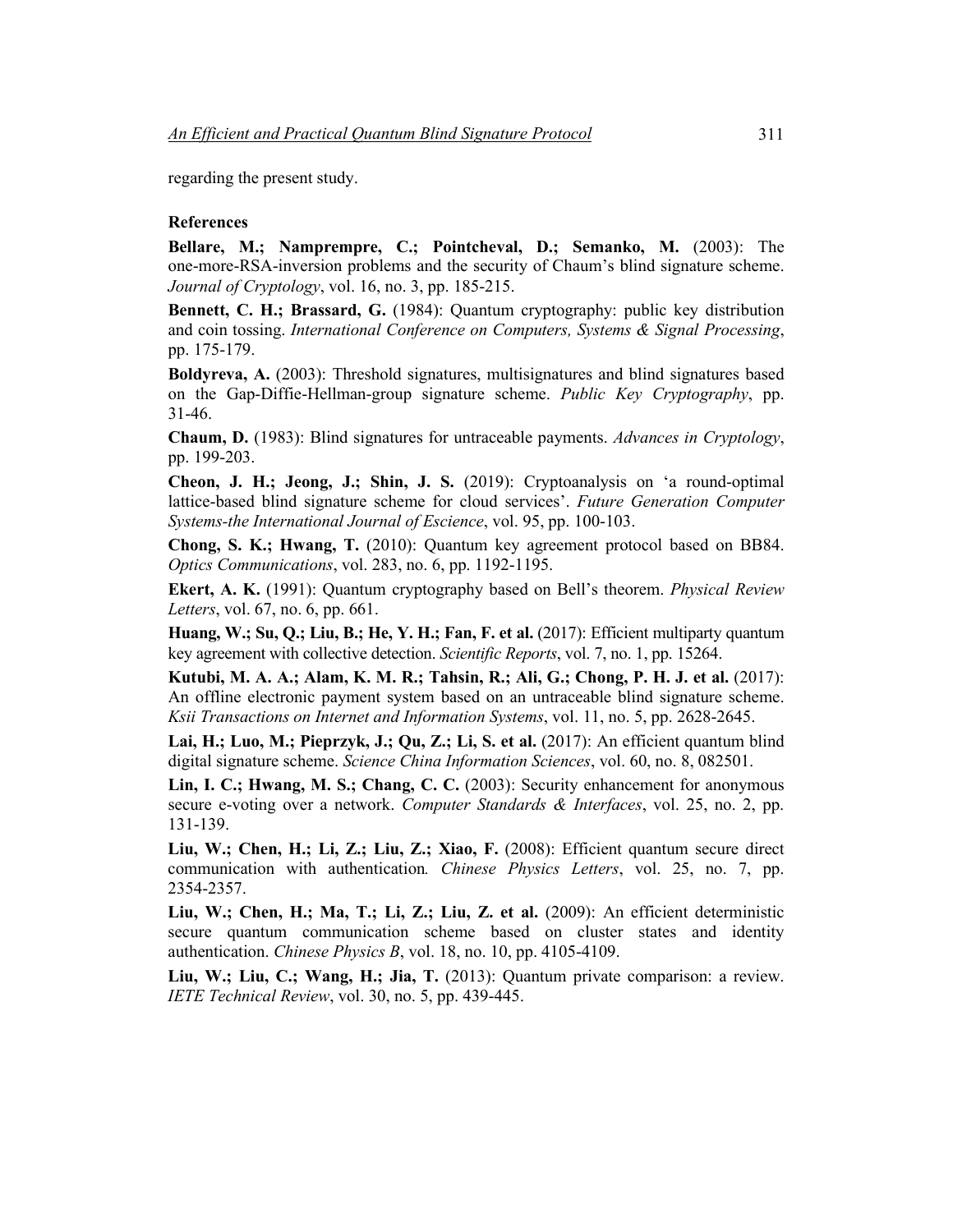regarding the present study.

## References

**Bellare, M.; Namprempre, C.; Pointcheval, D.; Semanko, M.** (2003): The one-more-RSA-inversion problems and the security of Chaum's blind signature scheme. *Journal of Cryptology*, vol. 16, no. 3, pp. 185-215.

**Bennett, C. H.; Brassard, G.** (1984): Quantum cryptography: public key distribution and coin tossing. *International Conference on Computers, Systems & Signal Processing*, pp. 175-179.

**Boldyreva, A.** (2003): Threshold signatures, multisignatures and blind signatures based on the Gap-Diffie-Hellman-group signature scheme. *Public Key Cryptography*, pp. 31-46.

**Chaum, D.** (1983): Blind signatures for untraceable payments. *Advances in Cryptology*, pp. 199-203.

**Cheon, J. H.; Jeong, J.; Shin, J. S.** (2019): Cryptoanalysis on 'a round-optimal lattice-based blind signature scheme for cloud services'. *Future Generation Computer Systems-the International Journal of Escience*, vol. 95, pp. 100-103.

**Chong, S. K.; Hwang, T.** (2010): Quantum key agreement protocol based on BB84. *Optics Communications*, vol. 283, no. 6, pp. 1192-1195.

**Ekert, A. K.** (1991): Quantum cryptography based on Bell's theorem. *Physical Review Letters*, vol. 67, no. 6, pp. 661.

**Huang, W.; Su, Q.; Liu, B.; He, Y. H.; Fan, F. et al.** (2017): Efficient multiparty quantum key agreement with collective detection. *Scientific Reports*, vol. 7, no. 1, pp. 15264.

**Kutubi, M. A. A.; Alam, K. M. R.; Tahsin, R.; Ali, G.; Chong, P. H. J. et al.** (2017): An offline electronic payment system based on an untraceable blind signature scheme. *Ksii Transactions on Internet and Information Systems*, vol. 11, no. 5, pp. 2628-2645.

**Lai, H.; Luo, M.; Pieprzyk, J.; Qu, Z.; Li, S. et al.** (2017): An efficient quantum blind digital signature scheme. *Science China Information Sciences*, vol. 60, no. 8, 082501.

**Lin, I. C.; Hwang, M. S.; Chang, C. C.** (2003): Security enhancement for anonymous secure e-voting over a network. *Computer Standards & Interfaces*, vol. 25, no. 2, pp. 131-139.

**Liu, W.; Chen, H.; Li, Z.; Liu, Z.; Xiao, F.** (2008): Efficient quantum secure direct communication with authentication. *Chinese Physics Letters*, vol. 25, no. 7, pp. 2354-2357.

**Liu, W.; Chen, H.; Ma, T.; Li, Z.; Liu, Z. et al.** (2009): An efficient deterministic secure quantum communication scheme based on cluster states and identity authentication. *Chinese Physics B*, vol. 18, no. 10, pp. 4105-4109.

**Liu, W.; Liu, C.; Wang, H.; Jia, T.** (2013): Quantum private comparison: a review. *IETE Technical Review*, vol. 30, no. 5, pp. 439-445.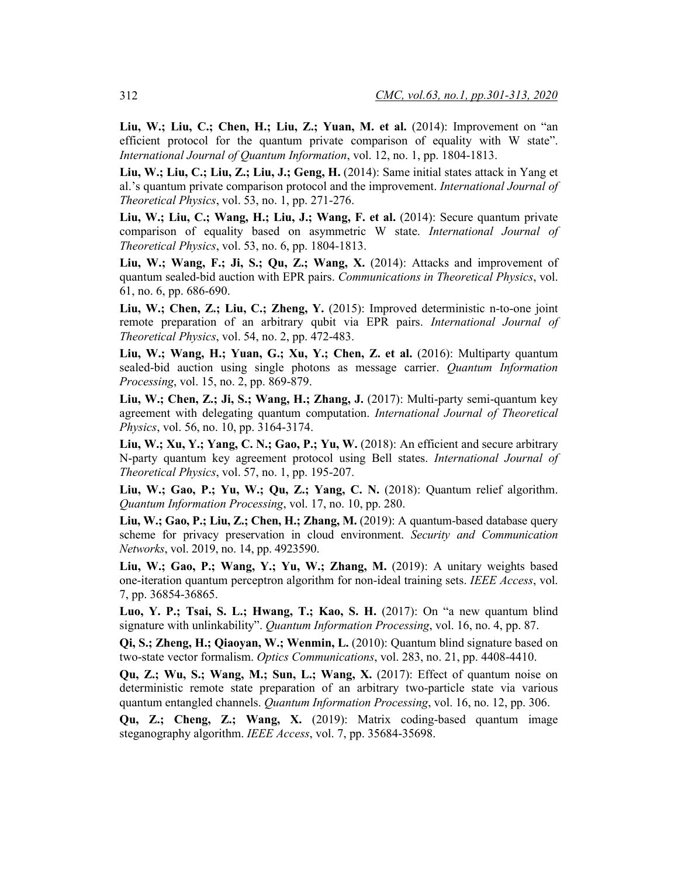**Liu, W.; Liu, C.; Chen, H.; Liu, Z.; Yuan, M. et al.** (2014): Improvement on "an efficient protocol for the quantum private comparison of equality with W state". *International Journal of Quantum Information*, vol. 12, no. 1, pp. 1804-1813.

**Liu, W.; Liu, C.; Liu, Z.; Liu, J.; Geng, H.** (2014): Same initial states attack in Yang et al.'s quantum private comparison protocol and the improvement. *International Journal of Theoretical Physics*, vol. 53, no. 1, pp. 271-276.

**Liu, W.; Liu, C.; Wang, H.; Liu, J.; Wang, F. et al.** (2014): Secure quantum private comparison of equality based on asymmetric W state. *International Journal of Theoretical Physics*, vol. 53, no. 6, pp. 1804-1813.

**Liu, W.; Wang, F.; Ji, S.; Qu, Z.; Wang, X.** (2014): Attacks and improvement of quantum sealed-bid auction with EPR pairs. *Communications in Theoretical Physics*, vol. 61, no. 6, pp. 686-690.

**Liu, W.; Chen, Z.; Liu, C.; Zheng, Y.** (2015): Improved deterministic n-to-one joint remote preparation of an arbitrary qubit via EPR pairs. *International Journal of Theoretical Physics*, vol. 54, no. 2, pp. 472-483.

**Liu, W.; Wang, H.; Yuan, G.; Xu, Y.; Chen, Z. et al.** (2016): Multiparty quantum sealed-bid auction using single photons as message carrier. *Quantum Information Processing*, vol. 15, no. 2, pp. 869-879.

**Liu, W.; Chen, Z.; Ji, S.; Wang, H.; Zhang, J.** (2017): Multi-party semi-quantum key agreement with delegating quantum computation. *International Journal of Theoretical Physics*, vol. 56, no. 10, pp. 3164-3174.

**Liu, W.; Xu, Y.; Yang, C. N.; Gao, P.; Yu, W.** (2018): An efficient and secure arbitrary N-party quantum key agreement protocol using Bell states. *International Journal of Theoretical Physics*, vol. 57, no. 1, pp. 195-207.

**Liu, W.; Gao, P.; Yu, W.; Qu, Z.; Yang, C. N.** (2018): Quantum relief algorithm. *Quantum Information Processing*, vol. 17, no. 10, pp. 280.

**Liu, W.; Gao, P.; Liu, Z.; Chen, H.; Zhang, M.** (2019): A quantum-based database query scheme for privacy preservation in cloud environment. *Security and Communication Networks*, vol. 2019, no. 14, pp. 4923590.

**Liu, W.; Gao, P.; Wang, Y.; Yu, W.; Zhang, M.** (2019): A unitary weights based one-iteration quantum perceptron algorithm for non-ideal training sets. *IEEE Access*, vol. 7, pp. 36854-36865.

**Luo, Y. P.; Tsai, S. L.; Hwang, T.; Kao, S. H.** (2017): On "a new quantum blind signature with unlinkability". *Quantum Information Processing*, vol. 16, no. 4, pp. 87.

**Qi, S.; Zheng, H.; Qiaoyan, W.; Wenmin, L.** (2010): Quantum blind signature based on two-state vector formalism. *Optics Communications*, vol. 283, no. 21, pp. 4408-4410.

**Qu, Z.; Wu, S.; Wang, M.; Sun, L.; Wang, X.** (2017): Effect of quantum noise on deterministic remote state preparation of an arbitrary two-particle state via various quantum entangled channels. *Quantum Information Processing*, vol. 16, no. 12, pp. 306.

**Qu, Z.; Cheng, Z.; Wang, X.** (2019): Matrix coding-based quantum image steganography algorithm. *IEEE Access*, vol. 7, pp. 35684-35698.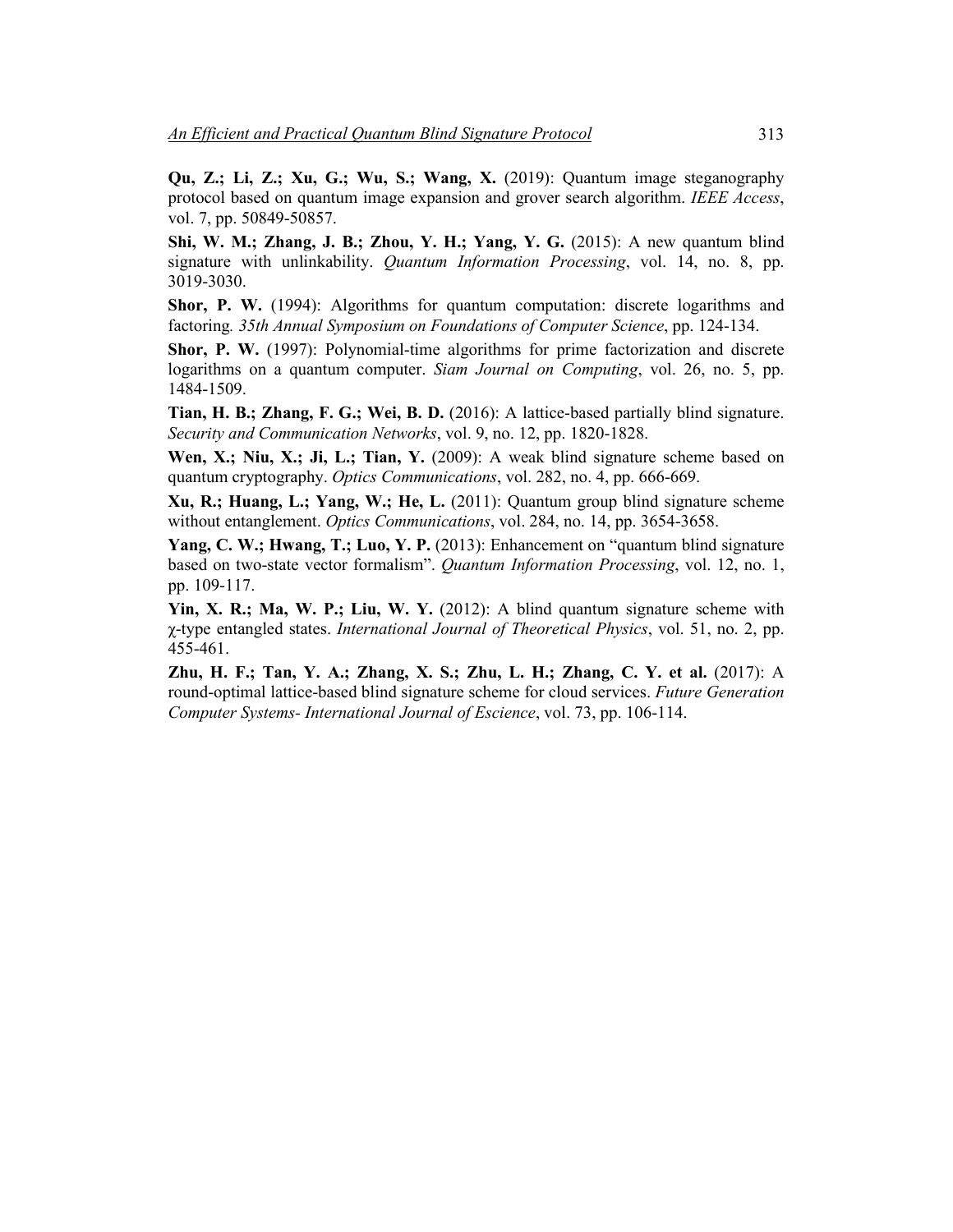**Qu, Z.; Li, Z.; Xu, G.; Wu, S.; Wang, X.** (2019): Quantum image steganography protocol based on quantum image expansion and grover search algorithm. *IEEE Access*, vol. 7, pp. 50849-50857.

**Shi, W. M.; Zhang, J. B.; Zhou, Y. H.; Yang, Y. G.** (2015): A new quantum blind signature with unlinkability. *Quantum Information Processing*, vol. 14, no. 8, pp. 3019-3030.

**Shor, P. W.** (1994): Algorithms for quantum computation: discrete logarithms and factoring. *35th Annual Symposium on Foundations of Computer Science*, pp. 124-134.

**Shor, P. W.** (1997): Polynomial-time algorithms for prime factorization and discrete logarithms on a quantum computer. *Siam Journal on Computing*, vol. 26, no. 5, pp. 1484-1509.

**Tian, H. B.; Zhang, F. G.; Wei, B. D.** (2016): A lattice-based partially blind signature. *Security and Communication Networks*, vol. 9, no. 12, pp. 1820-1828.

**Wen, X.; Niu, X.; Ji, L.; Tian, Y.** (2009): A weak blind signature scheme based on quantum cryptography. *Optics Communications*, vol. 282, no. 4, pp. 666-669.

**Xu, R.; Huang, L.; Yang, W.; He, L.** (2011): Quantum group blind signature scheme without entanglement. *Optics Communications*, vol. 284, no. 14, pp. 3654-3658.

**Yang, C. W.; Hwang, T.; Luo, Y. P.** (2013): Enhancement on "quantum blind signature based on two-state vector formalism". *Quantum Information Processing*, vol. 12, no. 1, pp. 109-117.

**Yin, X. R.; Ma, W. P.; Liu, W. Y.** (2012): A blind quantum signature scheme with χ-type entangled states. *International Journal of Theoretical Physics*, vol. 51, no. 2, pp. 455-461.

**Zhu, H. F.; Tan, Y. A.; Zhang, X. S.; Zhu, L. H.; Zhang, C. Y. et al.** (2017): A round-optimal lattice-based blind signature scheme for cloud services. *Future Generation Computer Systems- International Journal of Escience*, vol. 73, pp. 106-114.